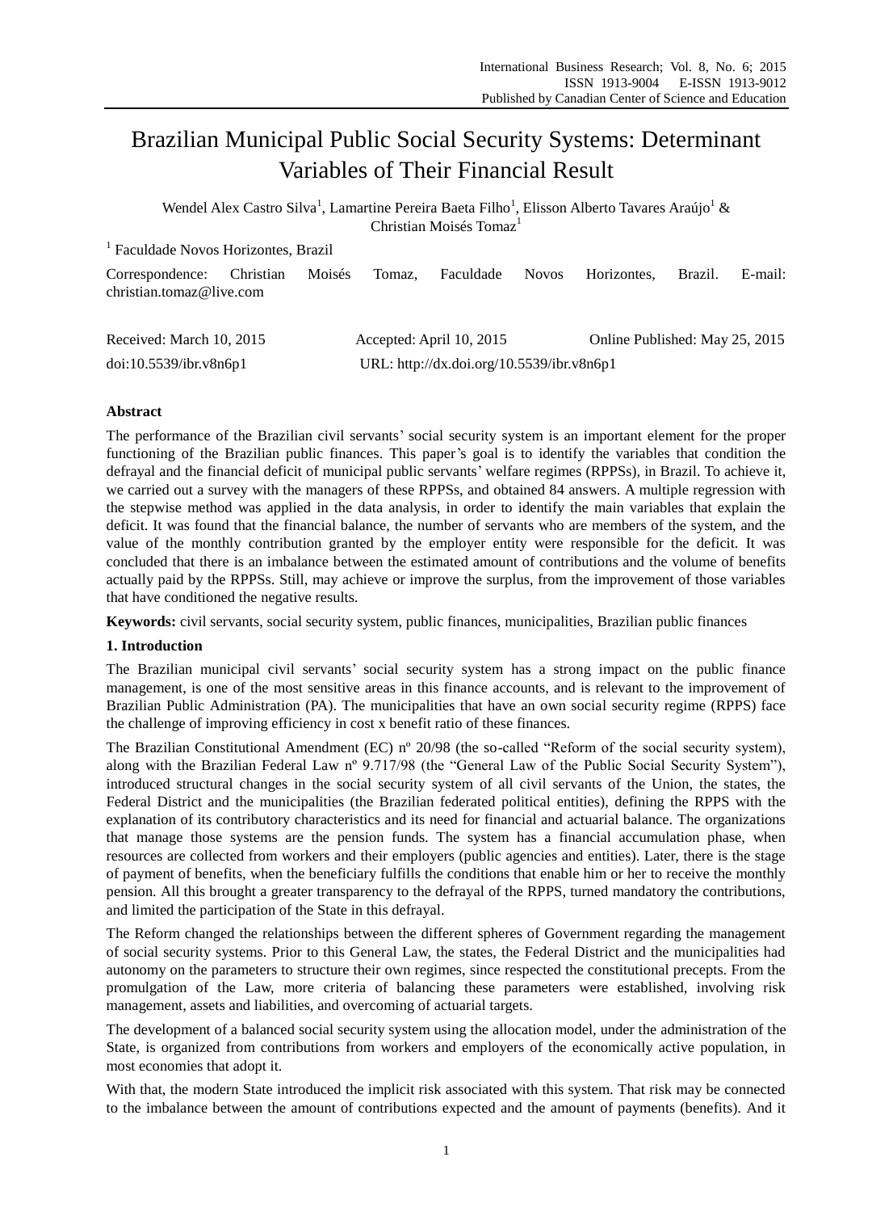# Brazilian Municipal Public Social Security Systems: Determinant Variables of Their Financial Result

Wendel Alex Castro Silva[1], Lamartine Pereira Baeta Filho[1], Elisson Alberto Tavares Araújo[1] & Christian Moisés Tomaz[1]

[1] Faculdade Novos Horizontes, Brazil

Correspondence: Christian Moisés Tomaz, Faculdade Novos Horizontes, Brazil. E-mail: christian.tomaz@live.com

Received: March 10, 2015 Accepted: April 10, 2015 Online Published: May 25, 2015

doi:10.5539/ibr.v8n6p1 URL: http://dx.doi.org/10.5539/ibr.v8n6p1

## Abstract

The performance of the Brazilian civil servants' social security system is an important element for the proper functioning of the Brazilian public finances. This paper's goal is to identify the variables that condition the defrayal and the financial deficit of municipal public servants' welfare regimes (RPPSs), in Brazil. To achieve it, we carried out a survey with the managers of these RPPSs, and obtained 84 answers. A multiple regression with the stepwise method was applied in the data analysis, in order to identify the main variables that explain the deficit. It was found that the financial balance, the number of servants who are members of the system, and the value of the monthly contribution granted by the employer entity were responsible for the deficit. It was concluded that there is an imbalance between the estimated amount of contributions and the volume of benefits actually paid by the RPPSs. Still, may achieve or improve the surplus, from the improvement of those variables that have conditioned the negative results.

**Keywords:** civil servants, social security system, public finances, municipalities, Brazilian public finances

## 1. Introduction

The Brazilian municipal civil servants' social security system has a strong impact on the public finance management, is one of the most sensitive areas in this finance accounts, and is relevant to the improvement of Brazilian Public Administration (PA). The municipalities that have an own social security regime (RPPS) face the challenge of improving efficiency in cost x benefit ratio of these finances.

The Brazilian Constitutional Amendment (EC) nº 20/98 (the so-called "Reform of the social security system), along with the Brazilian Federal Law nº 9.717/98 (the "General Law of the Public Social Security System"), introduced structural changes in the social security system of all civil servants of the Union, the states, the Federal District and the municipalities (the Brazilian federated political entities), defining the RPPS with the explanation of its contributory characteristics and its need for financial and actuarial balance. The organizations that manage those systems are the pension funds. The system has a financial accumulation phase, when resources are collected from workers and their employers (public agencies and entities). Later, there is the stage of payment of benefits, when the beneficiary fulfills the conditions that enable him or her to receive the monthly pension. All this brought a greater transparency to the defrayal of the RPPS, turned mandatory the contributions, and limited the participation of the State in this defrayal.

The Reform changed the relationships between the different spheres of Government regarding the management of social security systems. Prior to this General Law, the states, the Federal District and the municipalities had autonomy on the parameters to structure their own regimes, since respected the constitutional precepts. From the promulgation of the Law, more criteria of balancing these parameters were established, involving risk management, assets and liabilities, and overcoming of actuarial targets.

The development of a balanced social security system using the allocation model, under the administration of the State, is organized from contributions from workers and employers of the economically active population, in most economies that adopt it.

With that, the modern State introduced the implicit risk associated with this system. That risk may be connected to the imbalance between the amount of contributions expected and the amount of payments (benefits). And it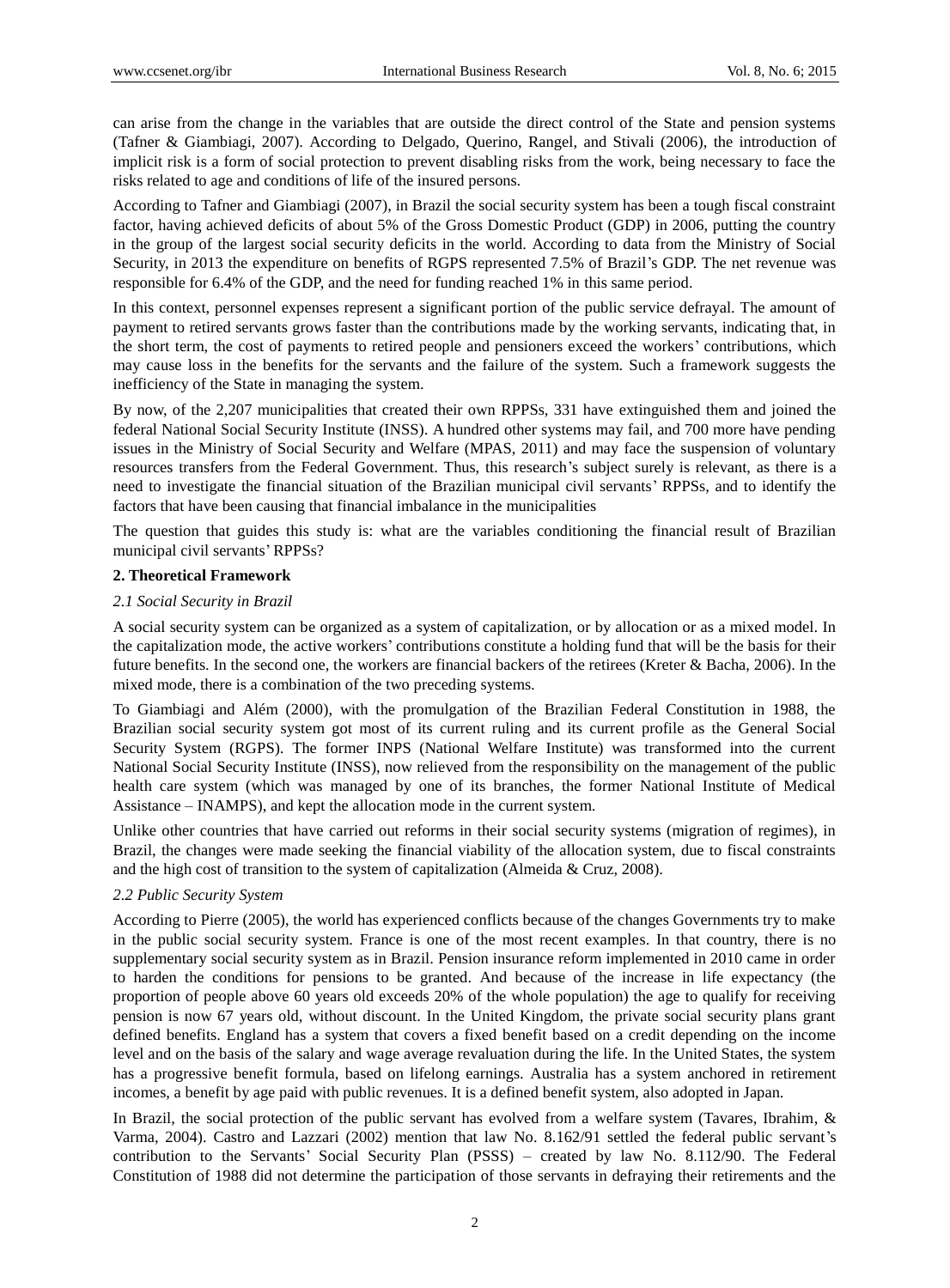can arise from the change in the variables that are outside the direct control of the State and pension systems (Tafner & Giambiagi, 2007). According to Delgado, Querino, Rangel, and Stivali (2006), the introduction of implicit risk is a form of social protection to prevent disabling risks from the work, being necessary to face the risks related to age and conditions of life of the insured persons.

According to Tafner and Giambiagi (2007), in Brazil the social security system has been a tough fiscal constraint factor, having achieved deficits of about 5% of the Gross Domestic Product (GDP) in 2006, putting the country in the group of the largest social security deficits in the world. According to data from the Ministry of Social Security, in 2013 the expenditure on benefits of RGPS represented 7.5% of Brazil's GDP. The net revenue was responsible for 6.4% of the GDP, and the need for funding reached 1% in this same period.

In this context, personnel expenses represent a significant portion of the public service defrayal. The amount of payment to retired servants grows faster than the contributions made by the working servants, indicating that, in the short term, the cost of payments to retired people and pensioners exceed the workers' contributions, which may cause loss in the benefits for the servants and the failure of the system. Such a framework suggests the inefficiency of the State in managing the system.

By now, of the 2,207 municipalities that created their own RPPSs, 331 have extinguished them and joined the federal National Social Security Institute (INSS). A hundred other systems may fail, and 700 more have pending issues in the Ministry of Social Security and Welfare (MPAS, 2011) and may face the suspension of voluntary resources transfers from the Federal Government. Thus, this research's subject surely is relevant, as there is a need to investigate the financial situation of the Brazilian municipal civil servants' RPPSs, and to identify the factors that have been causing that financial imbalance in the municipalities

The question that guides this study is: what are the variables conditioning the financial result of Brazilian municipal civil servants' RPPSs?

## 2. Theoretical Framework

### *2.1 Social Security in Brazil*

A social security system can be organized as a system of capitalization, or by allocation or as a mixed model. In the capitalization mode, the active workers' contributions constitute a holding fund that will be the basis for their future benefits. In the second one, the workers are financial backers of the retirees (Kreter & Bacha, 2006). In the mixed mode, there is a combination of the two preceding systems.

To Giambiagi and Além (2000), with the promulgation of the Brazilian Federal Constitution in 1988, the Brazilian social security system got most of its current ruling and its current profile as the General Social Security System (RGPS). The former INPS (National Welfare Institute) was transformed into the current National Social Security Institute (INSS), now relieved from the responsibility on the management of the public health care system (which was managed by one of its branches, the former National Institute of Medical Assistance – INAMPS), and kept the allocation mode in the current system.

Unlike other countries that have carried out reforms in their social security systems (migration of regimes), in Brazil, the changes were made seeking the financial viability of the allocation system, due to fiscal constraints and the high cost of transition to the system of capitalization (Almeida & Cruz, 2008).

### *2.2 Public Security System*

According to Pierre (2005), the world has experienced conflicts because of the changes Governments try to make in the public social security system. France is one of the most recent examples. In that country, there is no supplementary social security system as in Brazil. Pension insurance reform implemented in 2010 came in order to harden the conditions for pensions to be granted. And because of the increase in life expectancy (the proportion of people above 60 years old exceeds 20% of the whole population) the age to qualify for receiving pension is now 67 years old, without discount. In the United Kingdom, the private social security plans grant defined benefits. England has a system that covers a fixed benefit based on a credit depending on the income level and on the basis of the salary and wage average revaluation during the life. In the United States, the system has a progressive benefit formula, based on lifelong earnings. Australia has a system anchored in retirement incomes, a benefit by age paid with public revenues. It is a defined benefit system, also adopted in Japan.

In Brazil, the social protection of the public servant has evolved from a welfare system (Tavares, Ibrahim, & Varma, 2004). Castro and Lazzari (2002) mention that law No. 8.162/91 settled the federal public servant's contribution to the Servants' Social Security Plan (PSSS) – created by law No. 8.112/90. The Federal Constitution of 1988 did not determine the participation of those servants in defraying their retirements and the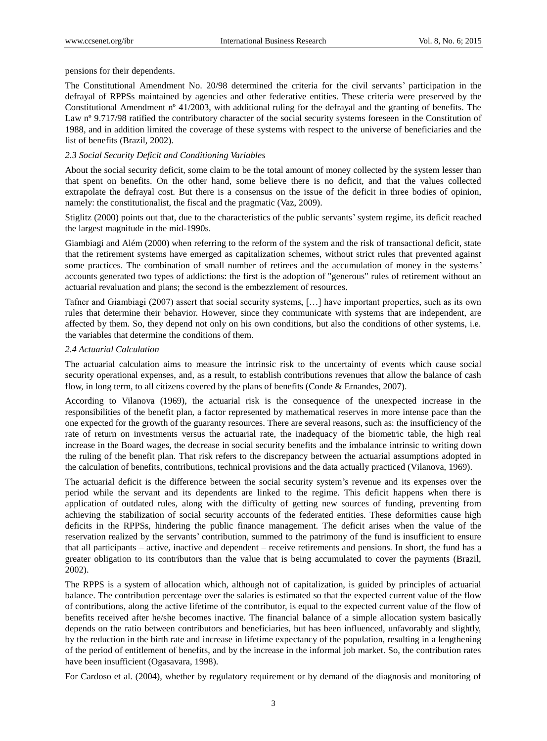pensions for their dependents.

The Constitutional Amendment No. 20/98 determined the criteria for the civil servants' participation in the defrayal of RPPSs maintained by agencies and other federative entities. These criteria were preserved by the Constitutional Amendment nº 41/2003, with additional ruling for the defrayal and the granting of benefits. The Law nº 9.717/98 ratified the contributory character of the social security systems foreseen in the Constitution of 1988, and in addition limited the coverage of these systems with respect to the universe of beneficiaries and the list of benefits (Brazil, 2002).

### *2.3 Social Security Deficit and Conditioning Variables*

About the social security deficit, some claim to be the total amount of money collected by the system lesser than that spent on benefits. On the other hand, some believe there is no deficit, and that the values collected extrapolate the defrayal cost. But there is a consensus on the issue of the deficit in three bodies of opinion, namely: the constitutionalist, the fiscal and the pragmatic (Vaz, 2009).

Stiglitz (2000) points out that, due to the characteristics of the public servants' system regime, its deficit reached the largest magnitude in the mid-1990s.

Giambiagi and Além (2000) when referring to the reform of the system and the risk of transactional deficit, state that the retirement systems have emerged as capitalization schemes, without strict rules that prevented against some practices. The combination of small number of retirees and the accumulation of money in the systems' accounts generated two types of addictions: the first is the adoption of "generous" rules of retirement without an actuarial revaluation and plans; the second is the embezzlement of resources.

Tafner and Giambiagi (2007) assert that social security systems, […] have important properties, such as its own rules that determine their behavior. However, since they communicate with systems that are independent, are affected by them. So, they depend not only on his own conditions, but also the conditions of other systems, i.e. the variables that determine the conditions of them.

### *2.4 Actuarial Calculation*

The actuarial calculation aims to measure the intrinsic risk to the uncertainty of events which cause social security operational expenses, and, as a result, to establish contributions revenues that allow the balance of cash flow, in long term, to all citizens covered by the plans of benefits (Conde & Ernandes, 2007).

According to Vilanova (1969), the actuarial risk is the consequence of the unexpected increase in the responsibilities of the benefit plan, a factor represented by mathematical reserves in more intense pace than the one expected for the growth of the guaranty resources. There are several reasons, such as: the insufficiency of the rate of return on investments versus the actuarial rate, the inadequacy of the biometric table, the high real increase in the Board wages, the decrease in social security benefits and the imbalance intrinsic to writing down the ruling of the benefit plan. That risk refers to the discrepancy between the actuarial assumptions adopted in the calculation of benefits, contributions, technical provisions and the data actually practiced (Vilanova, 1969).

The actuarial deficit is the difference between the social security system's revenue and its expenses over the period while the servant and its dependents are linked to the regime. This deficit happens when there is application of outdated rules, along with the difficulty of getting new sources of funding, preventing from achieving the stabilization of social security accounts of the federated entities. These deformities cause high deficits in the RPPSs, hindering the public finance management. The deficit arises when the value of the reservation realized by the servants' contribution, summed to the patrimony of the fund is insufficient to ensure that all participants – active, inactive and dependent – receive retirements and pensions. In short, the fund has a greater obligation to its contributors than the value that is being accumulated to cover the payments (Brazil, 2002).

The RPPS is a system of allocation which, although not of capitalization, is guided by principles of actuarial balance. The contribution percentage over the salaries is estimated so that the expected current value of the flow of contributions, along the active lifetime of the contributor, is equal to the expected current value of the flow of benefits received after he/she becomes inactive. The financial balance of a simple allocation system basically depends on the ratio between contributors and beneficiaries, but has been influenced, unfavorably and slightly, by the reduction in the birth rate and increase in lifetime expectancy of the population, resulting in a lengthening of the period of entitlement of benefits, and by the increase in the informal job market. So, the contribution rates have been insufficient (Ogasavara, 1998).

For Cardoso et al. (2004), whether by regulatory requirement or by demand of the diagnosis and monitoring of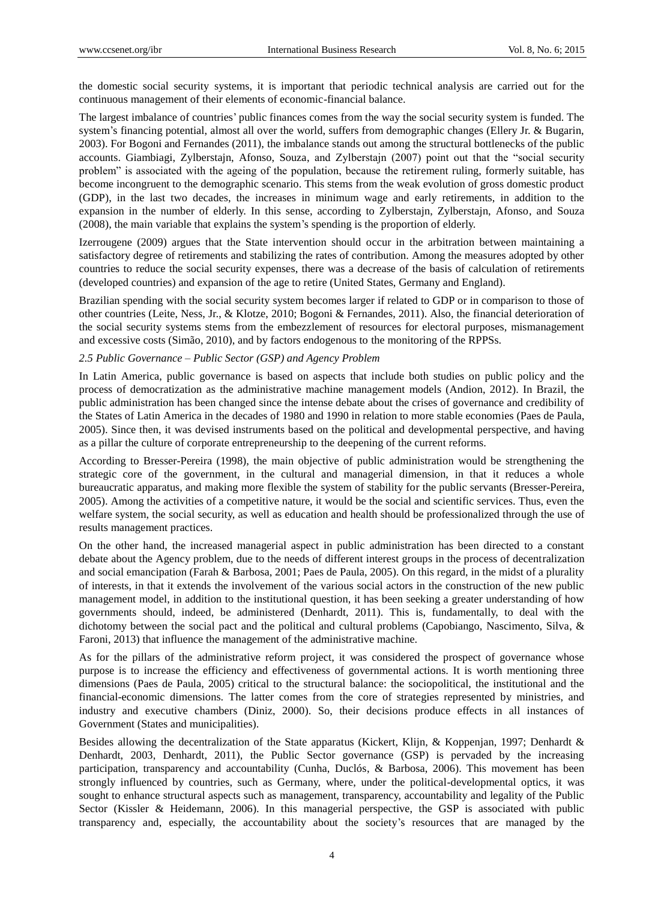the domestic social security systems, it is important that periodic technical analysis are carried out for the continuous management of their elements of economic-financial balance.

The largest imbalance of countries' public finances comes from the way the social security system is funded. The system's financing potential, almost all over the world, suffers from demographic changes (Ellery Jr. & Bugarin, 2003). For Bogoni and Fernandes (2011), the imbalance stands out among the structural bottlenecks of the public accounts. Giambiagi, Zylberstajn, Afonso, Souza, and Zylberstajn (2007) point out that the "social security problem" is associated with the ageing of the population, because the retirement ruling, formerly suitable, has become incongruent to the demographic scenario. This stems from the weak evolution of gross domestic product (GDP), in the last two decades, the increases in minimum wage and early retirements, in addition to the expansion in the number of elderly. In this sense, according to Zylberstajn, Zylberstajn, Afonso, and Souza (2008), the main variable that explains the system's spending is the proportion of elderly.

Izerrougene (2009) argues that the State intervention should occur in the arbitration between maintaining a satisfactory degree of retirements and stabilizing the rates of contribution. Among the measures adopted by other countries to reduce the social security expenses, there was a decrease of the basis of calculation of retirements (developed countries) and expansion of the age to retire (United States, Germany and England).

Brazilian spending with the social security system becomes larger if related to GDP or in comparison to those of other countries (Leite, Ness, Jr., & Klotze, 2010; Bogoni & Fernandes, 2011). Also, the financial deterioration of the social security systems stems from the embezzlement of resources for electoral purposes, mismanagement and excessive costs (Simão, 2010), and by factors endogenous to the monitoring of the RPPSs.

### 2.5 Public Governance – Public Sector (GSP) and Agency Problem

In Latin America, public governance is based on aspects that include both studies on public policy and the process of democratization as the administrative machine management models (Andion, 2012). In Brazil, the public administration has been changed since the intense debate about the crises of governance and credibility of the States of Latin America in the decades of 1980 and 1990 in relation to more stable economies (Paes de Paula, 2005). Since then, it was devised instruments based on the political and developmental perspective, and having as a pillar the culture of corporate entrepreneurship to the deepening of the current reforms.

According to Bresser-Pereira (1998), the main objective of public administration would be strengthening the strategic core of the government, in the cultural and managerial dimension, in that it reduces a whole bureaucratic apparatus, and making more flexible the system of stability for the public servants (Bresser-Pereira, 2005). Among the activities of a competitive nature, it would be the social and scientific services. Thus, even the welfare system, the social security, as well as education and health should be professionalized through the use of results management practices.

On the other hand, the increased managerial aspect in public administration has been directed to a constant debate about the Agency problem, due to the needs of different interest groups in the process of decentralization and social emancipation (Farah & Barbosa, 2001; Paes de Paula, 2005). On this regard, in the midst of a plurality of interests, in that it extends the involvement of the various social actors in the construction of the new public management model, in addition to the institutional question, it has been seeking a greater understanding of how governments should, indeed, be administered (Denhardt, 2011). This is, fundamentally, to deal with the dichotomy between the social pact and the political and cultural problems (Capobiango, Nascimento, Silva, & Faroni, 2013) that influence the management of the administrative machine.

As for the pillars of the administrative reform project, it was considered the prospect of governance whose purpose is to increase the efficiency and effectiveness of governmental actions. It is worth mentioning three dimensions (Paes de Paula, 2005) critical to the structural balance: the sociopolitical, the institutional and the financial-economic dimensions. The latter comes from the core of strategies represented by ministries, and industry and executive chambers (Diniz, 2000). So, their decisions produce effects in all instances of Government (States and municipalities).

Besides allowing the decentralization of the State apparatus (Kickert, Klijn, & Koppenjan, 1997; Denhardt & Denhardt, 2003, Denhardt, 2011), the Public Sector governance (GSP) is pervaded by the increasing participation, transparency and accountability (Cunha, Duclós, & Barbosa, 2006). This movement has been strongly influenced by countries, such as Germany, where, under the political-developmental optics, it was sought to enhance structural aspects such as management, transparency, accountability and legality of the Public Sector (Kissler & Heidemann, 2006). In this managerial perspective, the GSP is associated with public transparency and, especially, the accountability about the society's resources that are managed by the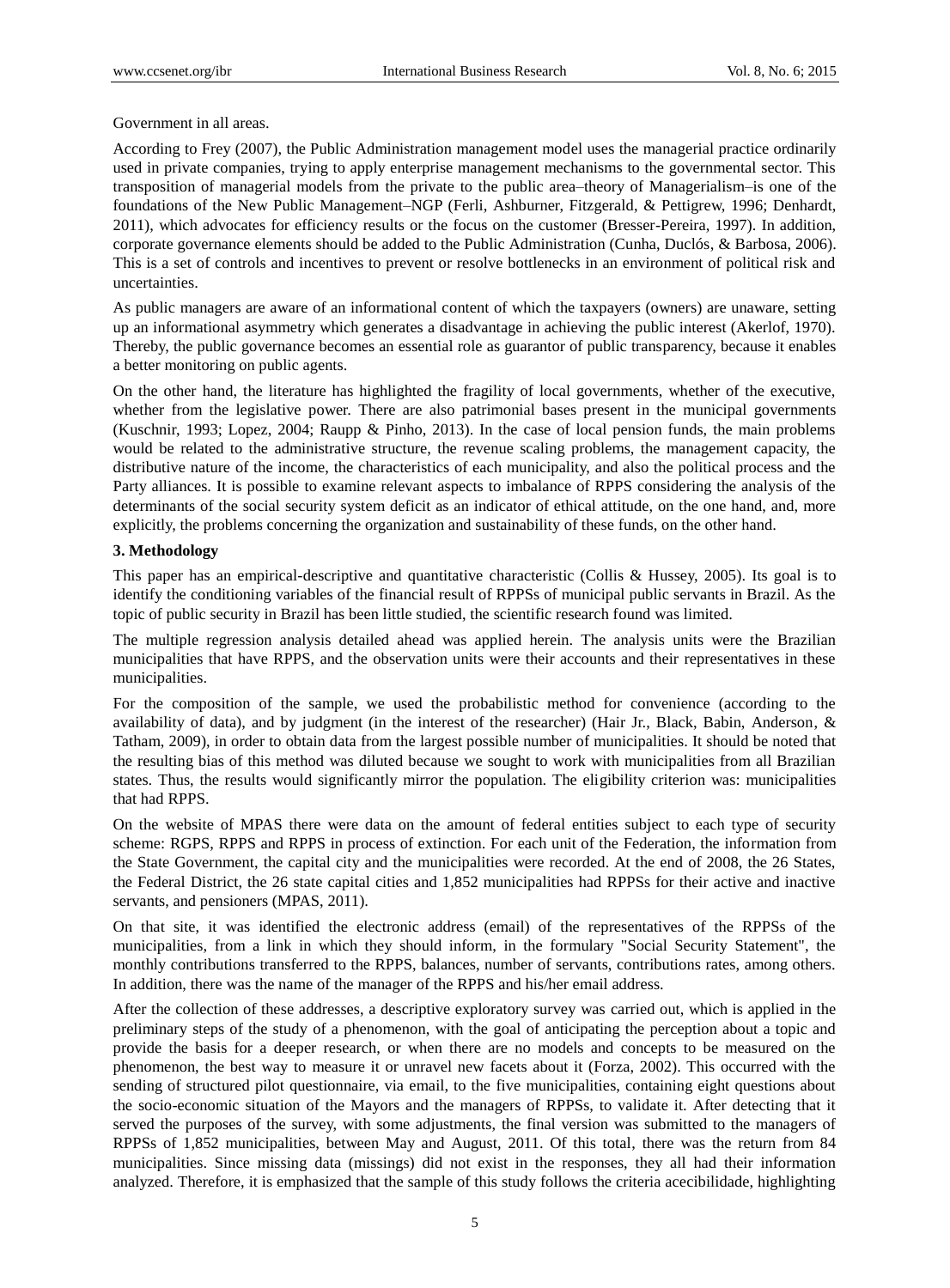Government in all areas.

According to Frey (2007), the Public Administration management model uses the managerial practice ordinarily used in private companies, trying to apply enterprise management mechanisms to the governmental sector. This transposition of managerial models from the private to the public area–theory of Managerialism–is one of the foundations of the New Public Management–NGP (Ferli, Ashburner, Fitzgerald, & Pettigrew, 1996; Denhardt, 2011), which advocates for efficiency results or the focus on the customer (Bresser-Pereira, 1997). In addition, corporate governance elements should be added to the Public Administration (Cunha, Duclós, & Barbosa, 2006). This is a set of controls and incentives to prevent or resolve bottlenecks in an environment of political risk and uncertainties.

As public managers are aware of an informational content of which the taxpayers (owners) are unaware, setting up an informational asymmetry which generates a disadvantage in achieving the public interest (Akerlof, 1970). Thereby, the public governance becomes an essential role as guarantor of public transparency, because it enables a better monitoring on public agents.

On the other hand, the literature has highlighted the fragility of local governments, whether of the executive, whether from the legislative power. There are also patrimonial bases present in the municipal governments (Kuschnir, 1993; Lopez, 2004; Raupp & Pinho, 2013). In the case of local pension funds, the main problems would be related to the administrative structure, the revenue scaling problems, the management capacity, the distributive nature of the income, the characteristics of each municipality, and also the political process and the Party alliances. It is possible to examine relevant aspects to imbalance of RPPS considering the analysis of the determinants of the social security system deficit as an indicator of ethical attitude, on the one hand, and, more explicitly, the problems concerning the organization and sustainability of these funds, on the other hand.

## 3. Methodology

This paper has an empirical-descriptive and quantitative characteristic (Collis & Hussey, 2005). Its goal is to identify the conditioning variables of the financial result of RPPSs of municipal public servants in Brazil. As the topic of public security in Brazil has been little studied, the scientific research found was limited.

The multiple regression analysis detailed ahead was applied herein. The analysis units were the Brazilian municipalities that have RPPS, and the observation units were their accounts and their representatives in these municipalities.

For the composition of the sample, we used the probabilistic method for convenience (according to the availability of data), and by judgment (in the interest of the researcher) (Hair Jr., Black, Babin, Anderson, & Tatham, 2009), in order to obtain data from the largest possible number of municipalities. It should be noted that the resulting bias of this method was diluted because we sought to work with municipalities from all Brazilian states. Thus, the results would significantly mirror the population. The eligibility criterion was: municipalities that had RPPS.

On the website of MPAS there were data on the amount of federal entities subject to each type of security scheme: RGPS, RPPS and RPPS in process of extinction. For each unit of the Federation, the information from the State Government, the capital city and the municipalities were recorded. At the end of 2008, the 26 States, the Federal District, the 26 state capital cities and 1,852 municipalities had RPPSs for their active and inactive servants, and pensioners (MPAS, 2011).

On that site, it was identified the electronic address (email) of the representatives of the RPPSs of the municipalities, from a link in which they should inform, in the formulary "Social Security Statement", the monthly contributions transferred to the RPPS, balances, number of servants, contributions rates, among others. In addition, there was the name of the manager of the RPPS and his/her email address.

After the collection of these addresses, a descriptive exploratory survey was carried out, which is applied in the preliminary steps of the study of a phenomenon, with the goal of anticipating the perception about a topic and provide the basis for a deeper research, or when there are no models and concepts to be measured on the phenomenon, the best way to measure it or unravel new facets about it (Forza, 2002). This occurred with the sending of structured pilot questionnaire, via email, to the five municipalities, containing eight questions about the socio-economic situation of the Mayors and the managers of RPPSs, to validate it. After detecting that it served the purposes of the survey, with some adjustments, the final version was submitted to the managers of RPPSs of 1,852 municipalities, between May and August, 2011. Of this total, there was the return from 84 municipalities. Since missing data (missings) did not exist in the responses, they all had their information analyzed. Therefore, it is emphasized that the sample of this study follows the criteria acecibilidade, highlighting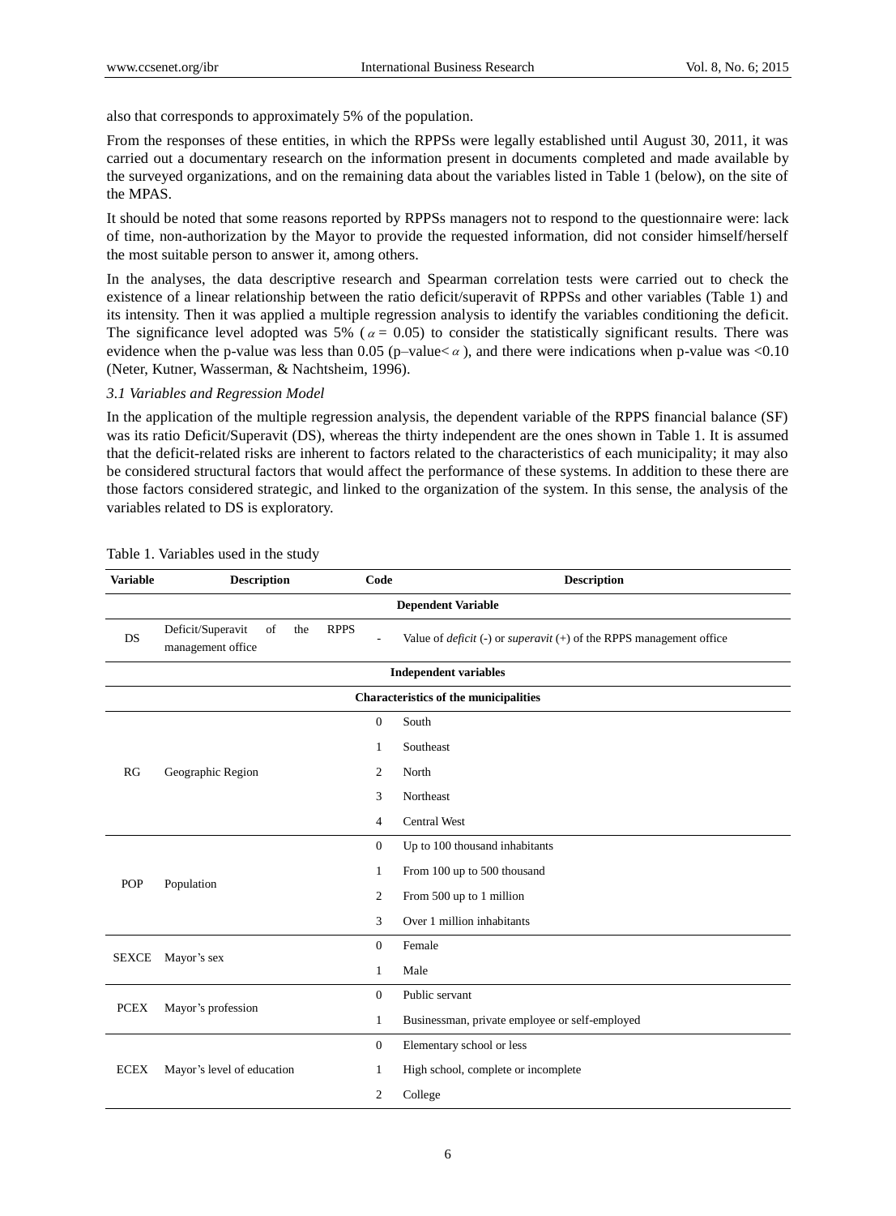also that corresponds to approximately 5% of the population.

From the responses of these entities, in which the RPPSs were legally established until August 30, 2011, it was carried out a documentary research on the information present in documents completed and made available by the surveyed organizations, and on the remaining data about the variables listed in Table 1 (below), on the site of the MPAS.

It should be noted that some reasons reported by RPPSs managers not to respond to the questionnaire were: lack of time, non-authorization by the Mayor to provide the requested information, did not consider himself/herself the most suitable person to answer it, among others.

In the analyses, the data descriptive research and Spearman correlation tests were carried out to check the existence of a linear relationship between the ratio deficit/superavit of RPPSs and other variables (Table 1) and its intensity. Then it was applied a multiple regression analysis to identify the variables conditioning the deficit. The significance level adopted was 5% ($\alpha = 0.05$) to consider the statistically significant results. There was evidence when the p-value was less than 0.05 (p–value$< \alpha$), and there were indications when p-value was <0.10 (Neter, Kutner, Wasserman, & Nachtsheim, 1996).

### *3.1 Variables and Regression Model*

In the application of the multiple regression analysis, the dependent variable of the RPPS financial balance (SF) was its ratio Deficit/Superavit (DS), whereas the thirty independent are the ones shown in Table 1. It is assumed that the deficit-related risks are inherent to factors related to the characteristics of each municipality; it may also be considered structural factors that would affect the performance of these systems. In addition to these there are those factors considered strategic, and linked to the organization of the system. In this sense, the analysis of the variables related to DS is exploratory.

Table 1. Variables used in the study

| Variable | Description | Code | Description |
|---|---|---|---|
| **Dependent Variable** | | | |
| DS | Deficit/Superavit of the RPPS management office | - | Value of *deficit* (-) or *superavit* (+) of the RPPS management office |
| **Independent variables** | | | |
| **Characteristics of the municipalities** | | | |
| RG | Geographic Region | 0 | South |
| | | 1 | Southeast |
| | | 2 | North |
| | | 3 | Northeast |
| | | 4 | Central West |
| POP | Population | 0 | Up to 100 thousand inhabitants |
| | | 1 | From 100 up to 500 thousand |
| | | 2 | From 500 up to 1 million |
| | | 3 | Over 1 million inhabitants |
| SEXCE | Mayor's sex | 0 | Female |
| | | 1 | Male |
| PCEX | Mayor's profession | 0 | Public servant |
| | | 1 | Businessman, private employee or self-employed |
| ECEX | Mayor's level of education | 0 | Elementary school or less |
| | | 1 | High school, complete or incomplete |
| | | 2 | College |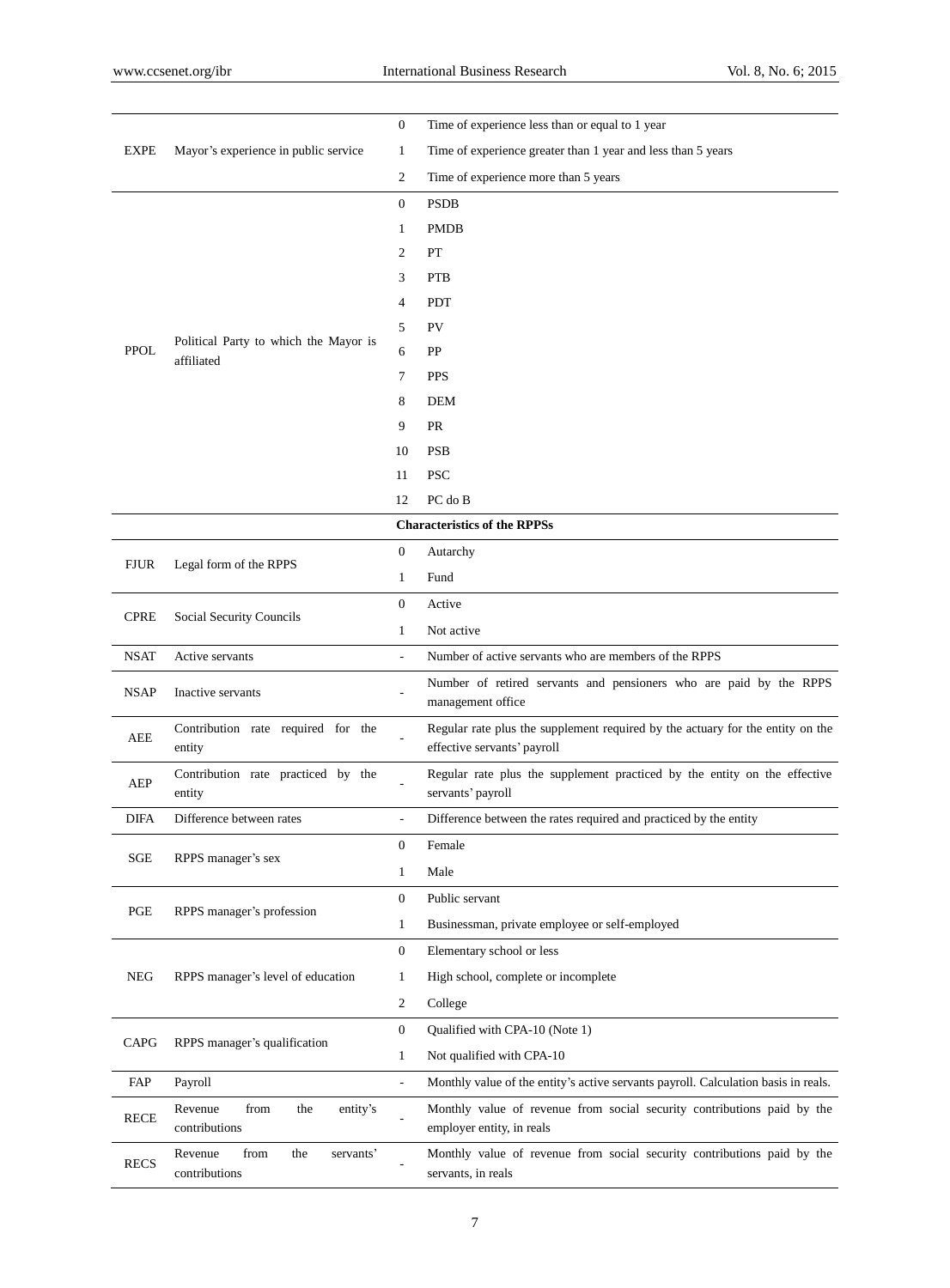| | | | |
|---|---|---|---|
| EXPE | Mayor's experience in public service | 0 | Time of experience less than or equal to 1 year |
| | | 1 | Time of experience greater than 1 year and less than 5 years |
| | | 2 | Time of experience more than 5 years |
| PPOL | Political Party to which the Mayor is affiliated | 0 | PSDB |
| | | 1 | PMDB |
| | | 2 | PT |
| | | 3 | PTB |
| | | 4 | PDT |
| | | 5 | PV |
| | | 6 | PP |
| | | 7 | PPS |
| | | 8 | DEM |
| | | 9 | PR |
| | | 10 | PSB |
| | | 11 | PSC |
| | | 12 | PC do B |
| | | **Characteristics of the RPPSs** | |
| FJUR | Legal form of the RPPS | 0 | Autarchy |
| | | 1 | Fund |
| CPRE | Social Security Councils | 0 | Active |
| | | 1 | Not active |
| NSAT | Active servants | - | Number of active servants who are members of the RPPS |
| NSAP | Inactive servants | - | Number of retired servants and pensioners who are paid by the RPPS management office |
| AEE | Contribution rate required for the entity | - | Regular rate plus the supplement required by the actuary for the entity on the effective servants' payroll |
| AEP | Contribution rate practiced by the entity | - | Regular rate plus the supplement practiced by the entity on the effective servants' payroll |
| DIFA | Difference between rates | - | Difference between the rates required and practiced by the entity |
| SGE | RPPS manager's sex | 0 | Female |
| | | 1 | Male |
| PGE | RPPS manager's profession | 0 | Public servant |
| | | 1 | Businessman, private employee or self-employed |
| NEG | RPPS manager's level of education | 0 | Elementary school or less |
| | | 1 | High school, complete or incomplete |
| | | 2 | College |
| CAPG | RPPS manager's qualification | 0 | Qualified with CPA-10 (Note 1) |
| | | 1 | Not qualified with CPA-10 |
| FAP | Payroll | - | Monthly value of the entity's active servants payroll. Calculation basis in reals. |
| RECE | Revenue from the entity's contributions | - | Monthly value of revenue from social security contributions paid by the employer entity, in reals |
| RECS | Revenue from the servants' contributions | - | Monthly value of revenue from social security contributions paid by the servants, in reals |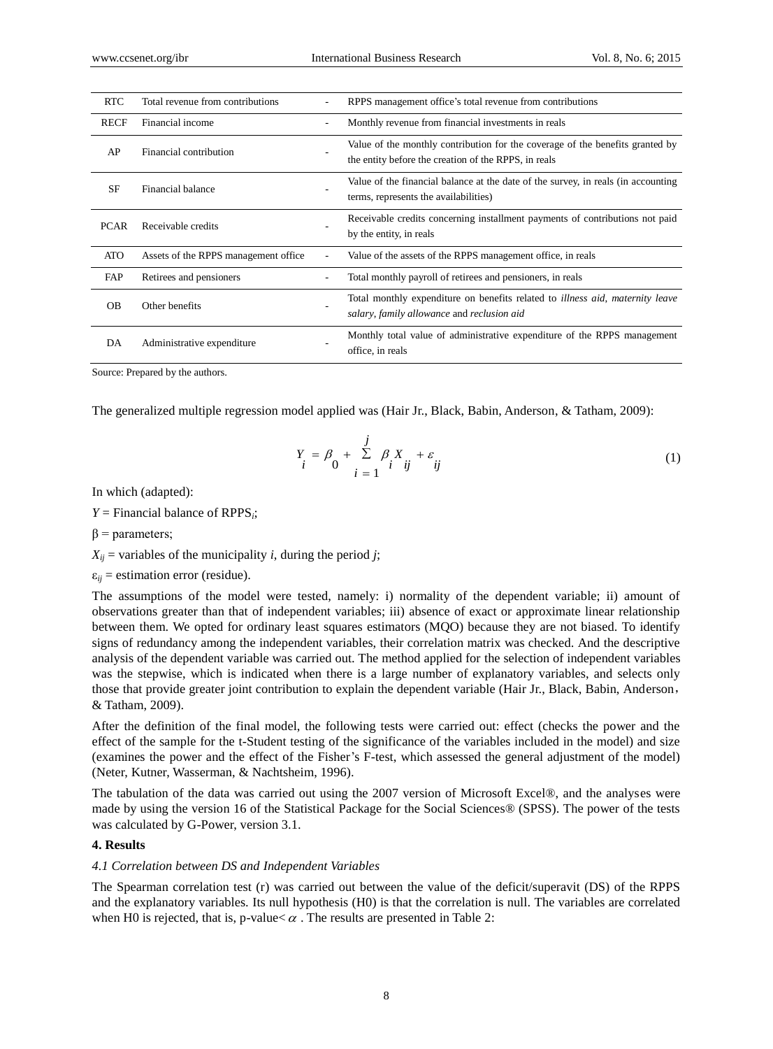| RTC | Total revenue from contributions | - | RPPS management office's total revenue from contributions |
|---|---|---|---|
| RECF | Financial income | - | Monthly revenue from financial investments in reals |
| AP | Financial contribution | - | Value of the monthly contribution for the coverage of the benefits granted by the entity before the creation of the RPPS, in reals |
| SF | Financial balance | - | Value of the financial balance at the date of the survey, in reals (in accounting terms, represents the availabilities) |
| PCAR | Receivable credits | - | Receivable credits concerning installment payments of contributions not paid by the entity, in reals |
| ATO | Assets of the RPPS management office | - | Value of the assets of the RPPS management office, in reals |
| FAP | Retirees and pensioners | - | Total monthly payroll of retirees and pensioners, in reals |
| OB | Other benefits | - | Total monthly expenditure on benefits related to *illness aid*, *maternity leave salary*, *family allowance* and *reclusion aid* |
| DA | Administrative expenditure | - | Monthly total value of administrative expenditure of the RPPS management office, in reals |

Source: Prepared by the authors.

The generalized multiple regression model applied was (Hair Jr., Black, Babin, Anderson, & Tatham, 2009):

$$Y_i = \beta_0 + \sum_{i=1}^{j} \beta_i X_{ij} + \varepsilon_{ij} \tag{1}$$

In which (adapted):

$Y$ = Financial balance of RPPS$_i$;

$\beta$ = parameters;

$X_{ij}$ = variables of the municipality $i$, during the period $j$;

$\varepsilon_{ij}$ = estimation error (residue).

The assumptions of the model were tested, namely: i) normality of the dependent variable; ii) amount of observations greater than that of independent variables; iii) absence of exact or approximate linear relationship between them. We opted for ordinary least squares estimators (MQO) because they are not biased. To identify signs of redundancy among the independent variables, their correlation matrix was checked. And the descriptive analysis of the dependent variable was carried out. The method applied for the selection of independent variables was the stepwise, which is indicated when there is a large number of explanatory variables, and selects only those that provide greater joint contribution to explain the dependent variable (Hair Jr., Black, Babin, Anderson, & Tatham, 2009).

After the definition of the final model, the following tests were carried out: effect (checks the power and the effect of the sample for the t-Student testing of the significance of the variables included in the model) and size (examines the power and the effect of the Fisher's F-test, which assessed the general adjustment of the model) (Neter, Kutner, Wasserman, & Nachtsheim, 1996).

The tabulation of the data was carried out using the 2007 version of Microsoft Excel®, and the analyses were made by using the version 16 of the Statistical Package for the Social Sciences® (SPSS). The power of the tests was calculated by G-Power, version 3.1.

## 4. Results

### *4.1 Correlation between DS and Independent Variables*

The Spearman correlation test (r) was carried out between the value of the deficit/superavit (DS) of the RPPS and the explanatory variables. Its null hypothesis (H0) is that the correlation is null. The variables are correlated when H0 is rejected, that is, p-value$< \alpha$ . The results are presented in Table 2: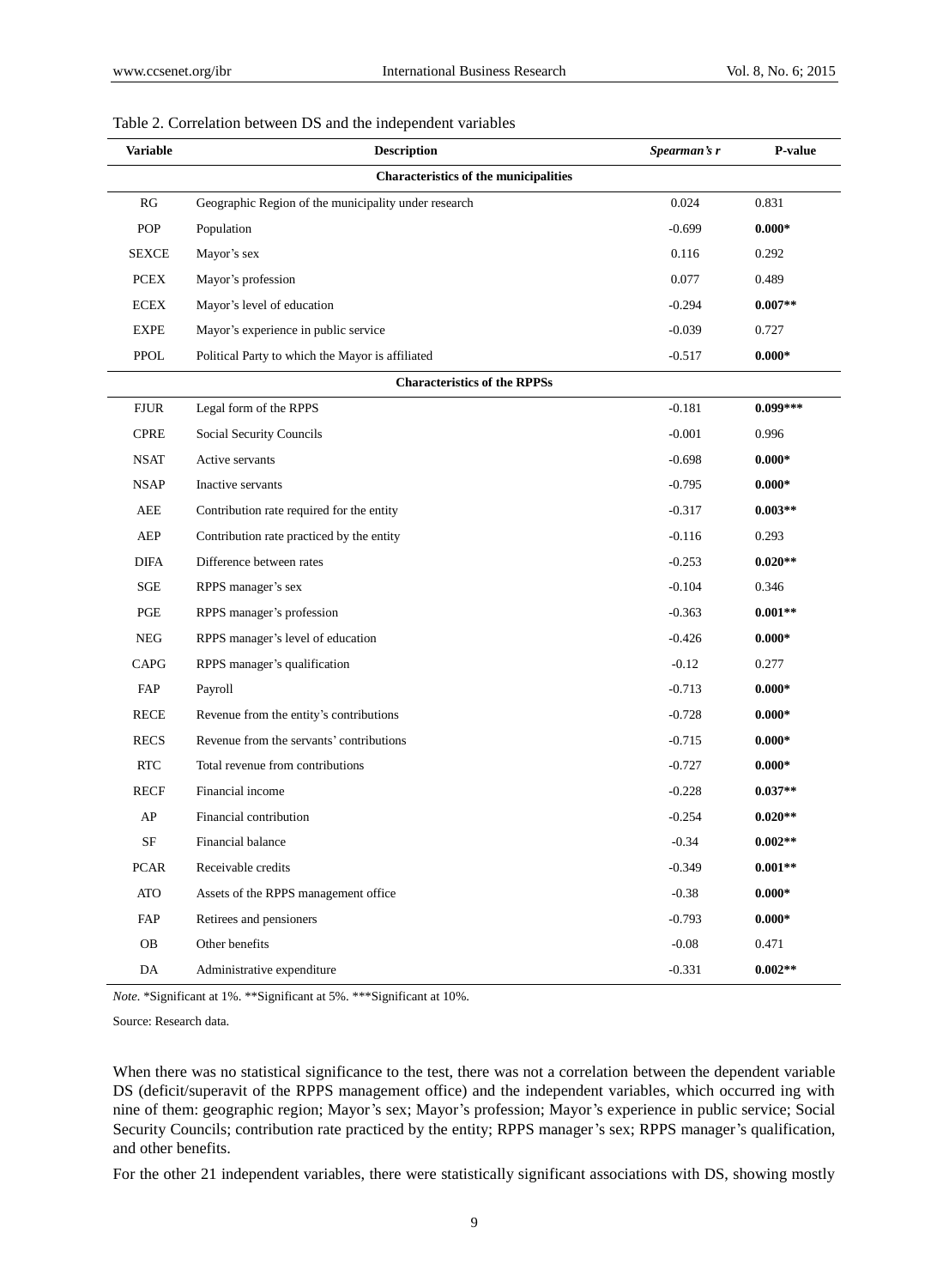Table 2. Correlation between DS and the independent variables

| Variable | Description | *Spearman's r* | P-value |
|---|---|---|---|
| | **Characteristics of the municipalities** | | |
| RG | Geographic Region of the municipality under research | 0.024 | 0.831 |
| POP | Population | -0.699 | **0.000*** |
| SEXCE | Mayor's sex | 0.116 | 0.292 |
| PCEX | Mayor's profession | 0.077 | 0.489 |
| ECEX | Mayor's level of education | -0.294 | **0.007**** |
| EXPE | Mayor's experience in public service | -0.039 | 0.727 |
| PPOL | Political Party to which the Mayor is affiliated | -0.517 | **0.000*** |
| | **Characteristics of the RPPSs** | | |
| FJUR | Legal form of the RPPS | -0.181 | **0.099***** |
| CPRE | Social Security Councils | -0.001 | 0.996 |
| NSAT | Active servants | -0.698 | **0.000*** |
| NSAP | Inactive servants | -0.795 | **0.000*** |
| AEE | Contribution rate required for the entity | -0.317 | **0.003**** |
| AEP | Contribution rate practiced by the entity | -0.116 | 0.293 |
| DIFA | Difference between rates | -0.253 | **0.020**** |
| SGE | RPPS manager's sex | -0.104 | 0.346 |
| PGE | RPPS manager's profession | -0.363 | **0.001**** |
| NEG | RPPS manager's level of education | -0.426 | **0.000*** |
| CAPG | RPPS manager's qualification | -0.12 | 0.277 |
| FAP | Payroll | -0.713 | **0.000*** |
| RECE | Revenue from the entity's contributions | -0.728 | **0.000*** |
| RECS | Revenue from the servants' contributions | -0.715 | **0.000*** |
| RTC | Total revenue from contributions | -0.727 | **0.000*** |
| RECF | Financial income | -0.228 | **0.037**** |
| AP | Financial contribution | -0.254 | **0.020**** |
| SF | Financial balance | -0.34 | **0.002**** |
| PCAR | Receivable credits | -0.349 | **0.001**** |
| ATO | Assets of the RPPS management office | -0.38 | **0.000*** |
| FAP | Retirees and pensioners | -0.793 | **0.000*** |
| OB | Other benefits | -0.08 | 0.471 |
| DA | Administrative expenditure | -0.331 | **0.002**** |

*Note.* *Significant at 1%. **Significant at 5%. ***Significant at 10%.

Source: Research data.

When there was no statistical significance to the test, there was not a correlation between the dependent variable DS (deficit/superavit of the RPPS management office) and the independent variables, which occurred ing with nine of them: geographic region; Mayor's sex; Mayor's profession; Mayor's experience in public service; Social Security Councils; contribution rate practiced by the entity; RPPS manager's sex; RPPS manager's qualification, and other benefits.

For the other 21 independent variables, there were statistically significant associations with DS, showing mostly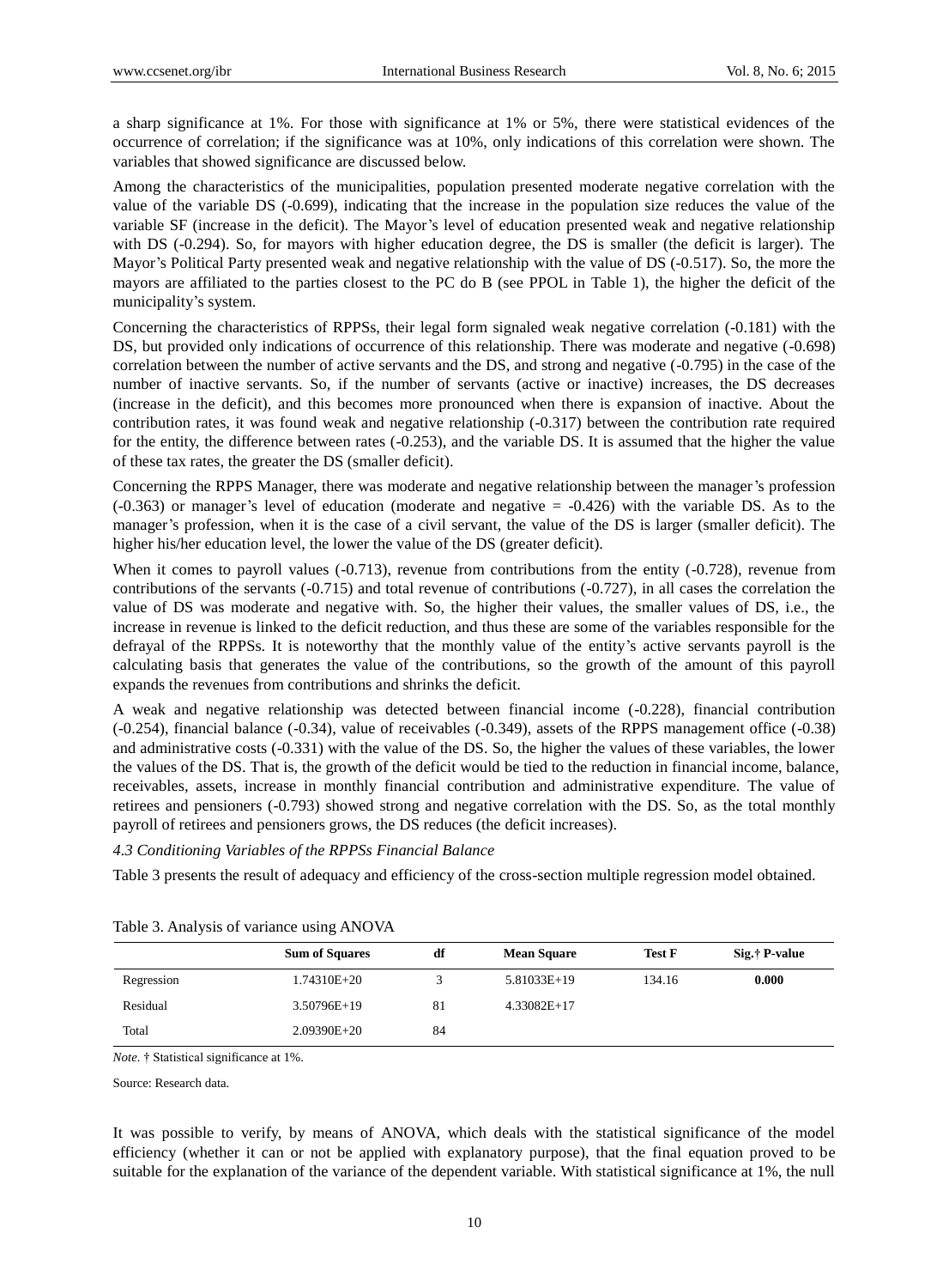a sharp significance at 1%. For those with significance at 1% or 5%, there were statistical evidences of the occurrence of correlation; if the significance was at 10%, only indications of this correlation were shown. The variables that showed significance are discussed below.

Among the characteristics of the municipalities, population presented moderate negative correlation with the value of the variable DS (-0.699), indicating that the increase in the population size reduces the value of the variable SF (increase in the deficit). The Mayor's level of education presented weak and negative relationship with DS (-0.294). So, for mayors with higher education degree, the DS is smaller (the deficit is larger). The Mayor's Political Party presented weak and negative relationship with the value of DS (-0.517). So, the more the mayors are affiliated to the parties closest to the PC do B (see PPOL in Table 1), the higher the deficit of the municipality's system.

Concerning the characteristics of RPPSs, their legal form signaled weak negative correlation (-0.181) with the DS, but provided only indications of occurrence of this relationship. There was moderate and negative (-0.698) correlation between the number of active servants and the DS, and strong and negative (-0.795) in the case of the number of inactive servants. So, if the number of servants (active or inactive) increases, the DS decreases (increase in the deficit), and this becomes more pronounced when there is expansion of inactive. About the contribution rates, it was found weak and negative relationship (-0.317) between the contribution rate required for the entity, the difference between rates (-0.253), and the variable DS. It is assumed that the higher the value of these tax rates, the greater the DS (smaller deficit).

Concerning the RPPS Manager, there was moderate and negative relationship between the manager's profession (-0.363) or manager's level of education (moderate and negative = -0.426) with the variable DS. As to the manager's profession, when it is the case of a civil servant, the value of the DS is larger (smaller deficit). The higher his/her education level, the lower the value of the DS (greater deficit).

When it comes to payroll values (-0.713), revenue from contributions from the entity (-0.728), revenue from contributions of the servants (-0.715) and total revenue of contributions (-0.727), in all cases the correlation the value of DS was moderate and negative with. So, the higher their values, the smaller values of DS, i.e., the increase in revenue is linked to the deficit reduction, and thus these are some of the variables responsible for the defrayal of the RPPSs. It is noteworthy that the monthly value of the entity's active servants payroll is the calculating basis that generates the value of the contributions, so the growth of the amount of this payroll expands the revenues from contributions and shrinks the deficit.

A weak and negative relationship was detected between financial income (-0.228), financial contribution (-0.254), financial balance (-0.34), value of receivables (-0.349), assets of the RPPS management office (-0.38) and administrative costs (-0.331) with the value of the DS. So, the higher the values of these variables, the lower the values of the DS. That is, the growth of the deficit would be tied to the reduction in financial income, balance, receivables, assets, increase in monthly financial contribution and administrative expenditure. The value of retirees and pensioners (-0.793) showed strong and negative correlation with the DS. So, as the total monthly payroll of retirees and pensioners grows, the DS reduces (the deficit increases).

### *4.3 Conditioning Variables of the RPPSs Financial Balance*

Table 3 presents the result of adequacy and efficiency of the cross-section multiple regression model obtained.

Table 3. Analysis of variance using ANOVA

| | Sum of Squares | df | Mean Square | Test F | Sig.† P-value |
|---|---|---|---|---|---|
| Regression | 1.74310E+20 | 3 | 5.81033E+19 | 134.16 | **0.000** |
| Residual | 3.50796E+19 | 81 | 4.33082E+17 | | |
| Total | 2.09390E+20 | 84 | | | |

*Note*. † Statistical significance at 1%.

Source: Research data.

It was possible to verify, by means of ANOVA, which deals with the statistical significance of the model efficiency (whether it can or not be applied with explanatory purpose), that the final equation proved to be suitable for the explanation of the variance of the dependent variable. With statistical significance at 1%, the null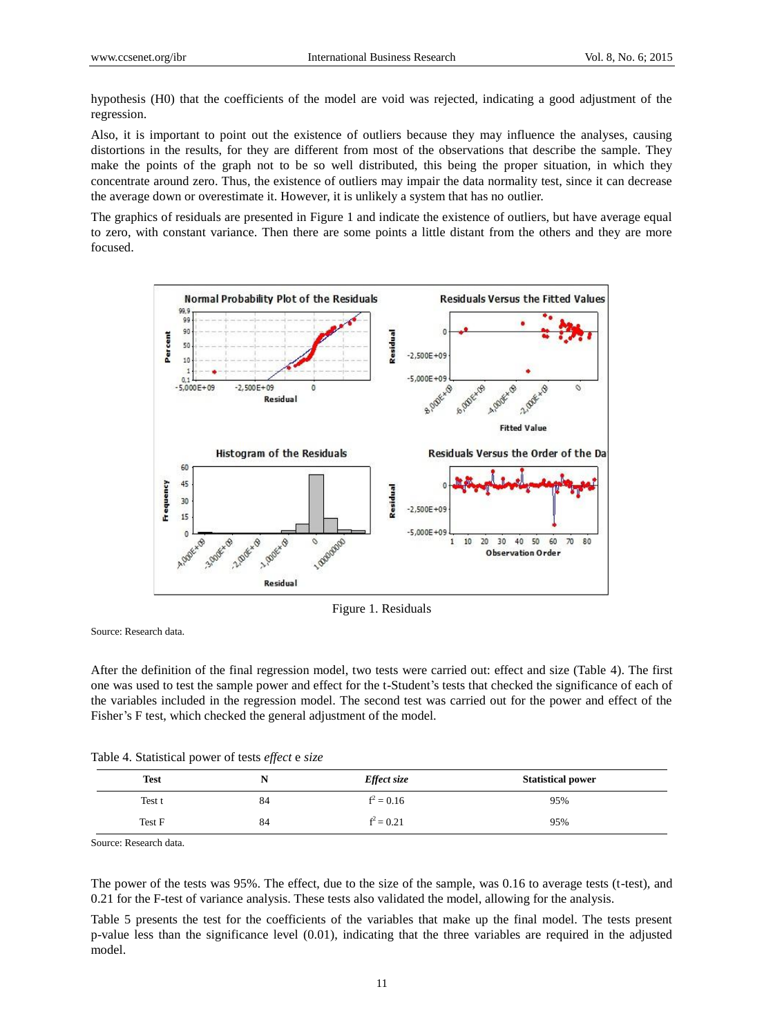hypothesis (H0) that the coefficients of the model are void was rejected, indicating a good adjustment of the regression.

Also, it is important to point out the existence of outliers because they may influence the analyses, causing distortions in the results, for they are different from most of the observations that describe the sample. They make the points of the graph not to be so well distributed, this being the proper situation, in which they concentrate around zero. Thus, the existence of outliers may impair the data normality test, since it can decrease the average down or overestimate it. However, it is unlikely a system that has no outlier.

The graphics of residuals are presented in Figure 1 and indicate the existence of outliers, but have average equal to zero, with constant variance. Then there are some points a little distant from the others and they are more focused.

Figure 1. Residuals

Source: Research data.

After the definition of the final regression model, two tests were carried out: effect and size (Table 4). The first one was used to test the sample power and effect for the t-Student's tests that checked the significance of each of the variables included in the regression model. The second test was carried out for the power and effect of the Fisher's F test, which checked the general adjustment of the model.

Table 4. Statistical power of tests *effect* e *size*

| Test | N | *Effect size* | Statistical power |
|---|---|---|---|
| Test t | 84 | $f^2 = 0.16$ | 95% |
| Test F | 84 | $f^2 = 0.21$ | 95% |

Source: Research data.

The power of the tests was 95%. The effect, due to the size of the sample, was 0.16 to average tests (t-test), and 0.21 for the F-test of variance analysis. These tests also validated the model, allowing for the analysis.

Table 5 presents the test for the coefficients of the variables that make up the final model. The tests present p-value less than the significance level (0.01), indicating that the three variables are required in the adjusted model.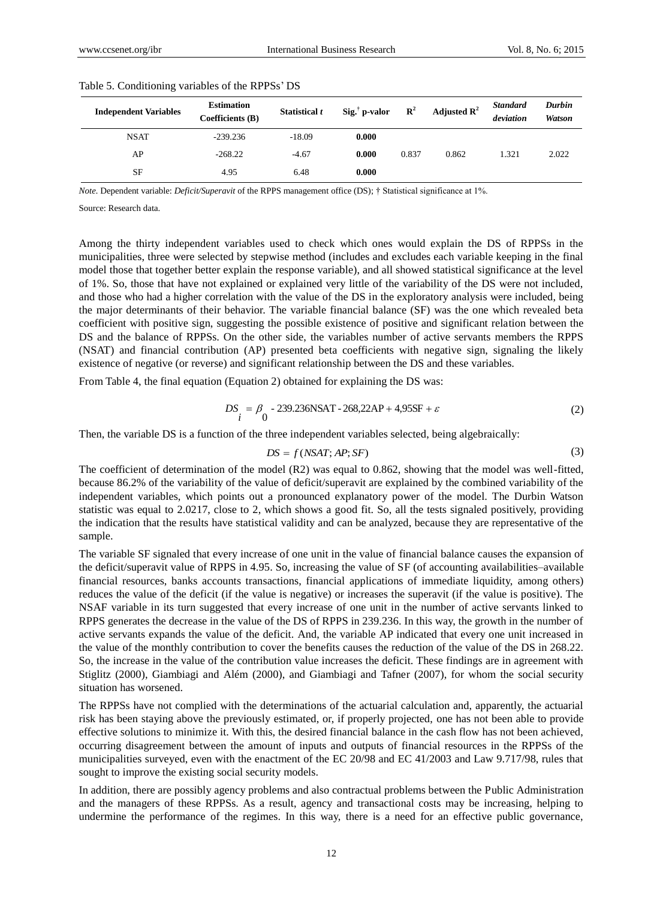Table 5. Conditioning variables of the RPPSs' DS

| Independent Variables | Estimation Coefficients (B) | Statistical *t* | Sig.[†] p-valor | $R^2$ | Adjusted $R^2$ | *Standard deviation* | *Durbin Watson* |
|---|---|---|---|---|---|---|---|
| NSAT | -239.236 | -18.09 | **0.000** | | | | |
| AP | -268.22 | -4.67 | **0.000** | 0.837 | 0.862 | 1.321 | 2.022 |
| SF | 4.95 | 6.48 | **0.000** | | | | |

*Note.* Dependent variable: *Deficit/Superavit* of the RPPS management office (DS); † Statistical significance at 1%.

Source: Research data.

Among the thirty independent variables used to check which ones would explain the DS of RPPSs in the municipalities, three were selected by stepwise method (includes and excludes each variable keeping in the final model those that together better explain the response variable), and all showed statistical significance at the level of 1%. So, those that have not explained or explained very little of the variability of the DS were not included, and those who had a higher correlation with the value of the DS in the exploratory analysis were included, being the major determinants of their behavior. The variable financial balance (SF) was the one which revealed beta coefficient with positive sign, suggesting the possible existence of positive and significant relation between the DS and the balance of RPPSs. On the other side, the variables number of active servants members the RPPS (NSAT) and financial contribution (AP) presented beta coefficients with negative sign, signaling the likely existence of negative (or reverse) and significant relationship between the DS and these variables.

From Table 4, the final equation (Equation 2) obtained for explaining the DS was:

$$DS_i = \beta_0 - 239.236\text{NSAT} - 268{,}22\text{AP} + 4{,}95\text{SF} + \varepsilon \tag{2}$$

Then, the variable DS is a function of the three independent variables selected, being algebraically:

$$DS = f(NSAT; AP; SF) \tag{3}$$

The coefficient of determination of the model (R2) was equal to 0.862, showing that the model was well-fitted, because 86.2% of the variability of the value of deficit/superavit are explained by the combined variability of the independent variables, which points out a pronounced explanatory power of the model. The Durbin Watson statistic was equal to 2.0217, close to 2, which shows a good fit. So, all the tests signaled positively, providing the indication that the results have statistical validity and can be analyzed, because they are representative of the sample.

The variable SF signaled that every increase of one unit in the value of financial balance causes the expansion of the deficit/superavit value of RPPS in 4.95. So, increasing the value of SF (of accounting availabilities–available financial resources, banks accounts transactions, financial applications of immediate liquidity, among others) reduces the value of the deficit (if the value is negative) or increases the superavit (if the value is positive). The NSAF variable in its turn suggested that every increase of one unit in the number of active servants linked to RPPS generates the decrease in the value of the DS of RPPS in 239.236. In this way, the growth in the number of active servants expands the value of the deficit. And, the variable AP indicated that every one unit increased in the value of the monthly contribution to cover the benefits causes the reduction of the value of the DS in 268.22. So, the increase in the value of the contribution value increases the deficit. These findings are in agreement with Stiglitz (2000), Giambiagi and Além (2000), and Giambiagi and Tafner (2007), for whom the social security situation has worsened.

The RPPSs have not complied with the determinations of the actuarial calculation and, apparently, the actuarial risk has been staying above the previously estimated, or, if properly projected, one has not been able to provide effective solutions to minimize it. With this, the desired financial balance in the cash flow has not been achieved, occurring disagreement between the amount of inputs and outputs of financial resources in the RPPSs of the municipalities surveyed, even with the enactment of the EC 20/98 and EC 41/2003 and Law 9.717/98, rules that sought to improve the existing social security models.

In addition, there are possibly agency problems and also contractual problems between the Public Administration and the managers of these RPPSs. As a result, agency and transactional costs may be increasing, helping to undermine the performance of the regimes. In this way, there is a need for an effective public governance,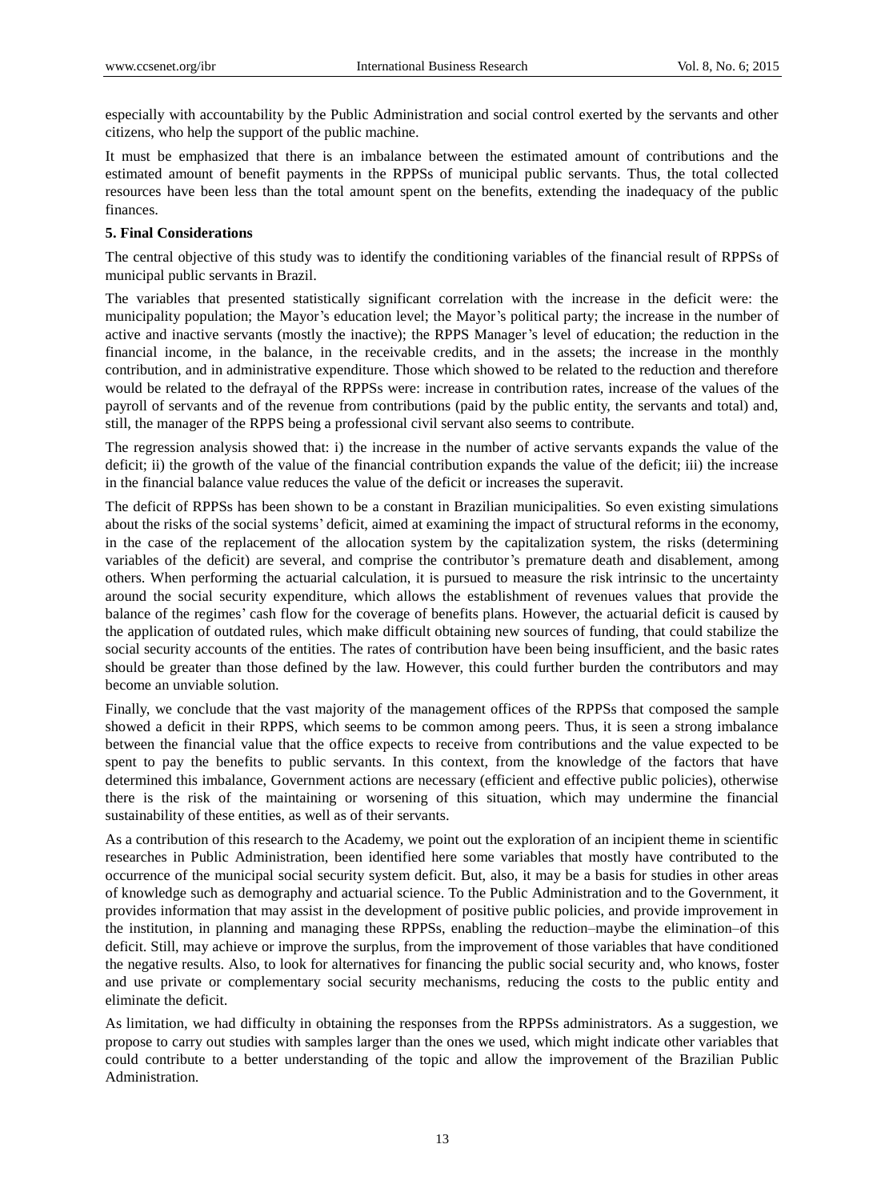especially with accountability by the Public Administration and social control exerted by the servants and other citizens, who help the support of the public machine.

It must be emphasized that there is an imbalance between the estimated amount of contributions and the estimated amount of benefit payments in the RPPSs of municipal public servants. Thus, the total collected resources have been less than the total amount spent on the benefits, extending the inadequacy of the public finances.

## 5. Final Considerations

The central objective of this study was to identify the conditioning variables of the financial result of RPPSs of municipal public servants in Brazil.

The variables that presented statistically significant correlation with the increase in the deficit were: the municipality population; the Mayor's education level; the Mayor's political party; the increase in the number of active and inactive servants (mostly the inactive); the RPPS Manager's level of education; the reduction in the financial income, in the balance, in the receivable credits, and in the assets; the increase in the monthly contribution, and in administrative expenditure. Those which showed to be related to the reduction and therefore would be related to the defrayal of the RPPSs were: increase in contribution rates, increase of the values of the payroll of servants and of the revenue from contributions (paid by the public entity, the servants and total) and, still, the manager of the RPPS being a professional civil servant also seems to contribute.

The regression analysis showed that: i) the increase in the number of active servants expands the value of the deficit; ii) the growth of the value of the financial contribution expands the value of the deficit; iii) the increase in the financial balance value reduces the value of the deficit or increases the superavit.

The deficit of RPPSs has been shown to be a constant in Brazilian municipalities. So even existing simulations about the risks of the social systems' deficit, aimed at examining the impact of structural reforms in the economy, in the case of the replacement of the allocation system by the capitalization system, the risks (determining variables of the deficit) are several, and comprise the contributor's premature death and disablement, among others. When performing the actuarial calculation, it is pursued to measure the risk intrinsic to the uncertainty around the social security expenditure, which allows the establishment of revenues values that provide the balance of the regimes' cash flow for the coverage of benefits plans. However, the actuarial deficit is caused by the application of outdated rules, which make difficult obtaining new sources of funding, that could stabilize the social security accounts of the entities. The rates of contribution have been being insufficient, and the basic rates should be greater than those defined by the law. However, this could further burden the contributors and may become an unviable solution.

Finally, we conclude that the vast majority of the management offices of the RPPSs that composed the sample showed a deficit in their RPPS, which seems to be common among peers. Thus, it is seen a strong imbalance between the financial value that the office expects to receive from contributions and the value expected to be spent to pay the benefits to public servants. In this context, from the knowledge of the factors that have determined this imbalance, Government actions are necessary (efficient and effective public policies), otherwise there is the risk of the maintaining or worsening of this situation, which may undermine the financial sustainability of these entities, as well as of their servants.

As a contribution of this research to the Academy, we point out the exploration of an incipient theme in scientific researches in Public Administration, been identified here some variables that mostly have contributed to the occurrence of the municipal social security system deficit. But, also, it may be a basis for studies in other areas of knowledge such as demography and actuarial science. To the Public Administration and to the Government, it provides information that may assist in the development of positive public policies, and provide improvement in the institution, in planning and managing these RPPSs, enabling the reduction–maybe the elimination–of this deficit. Still, may achieve or improve the surplus, from the improvement of those variables that have conditioned the negative results. Also, to look for alternatives for financing the public social security and, who knows, foster and use private or complementary social security mechanisms, reducing the costs to the public entity and eliminate the deficit.

As limitation, we had difficulty in obtaining the responses from the RPPSs administrators. As a suggestion, we propose to carry out studies with samples larger than the ones we used, which might indicate other variables that could contribute to a better understanding of the topic and allow the improvement of the Brazilian Public Administration.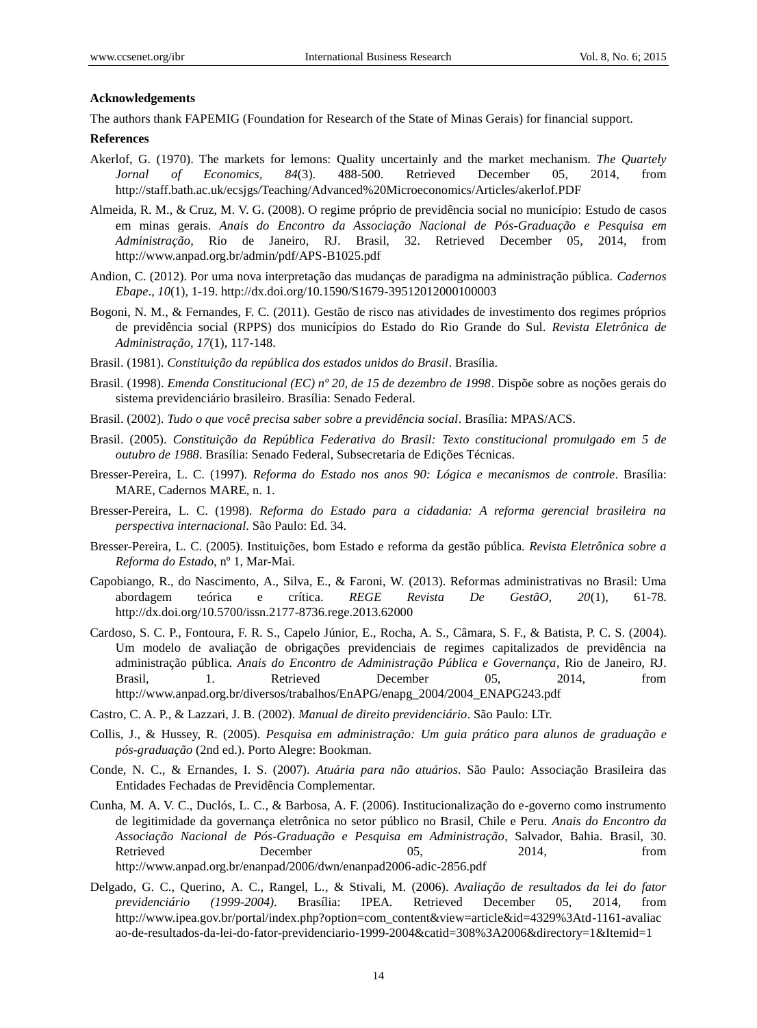**Acknowledgements**

The authors thank FAPEMIG (Foundation for Research of the State of Minas Gerais) for financial support.

**References**

Akerlof, G. (1970). The markets for lemons: Quality uncertainly and the market mechanism. *The Quartely Jornal of Economics*, *84*(3). 488-500. Retrieved December 05, 2014, from http://staff.bath.ac.uk/ecsjgs/Teaching/Advanced%20Microeconomics/Articles/akerlof.PDF

Almeida, R. M., & Cruz, M. V. G. (2008). O regime próprio de previdência social no município: Estudo de casos em minas gerais. *Anais do Encontro da Associação Nacional de Pós-Graduação e Pesquisa em Administração*, Rio de Janeiro, RJ. Brasil, 32. Retrieved December 05, 2014, from http://www.anpad.org.br/admin/pdf/APS-B1025.pdf

Andion, C. (2012). Por uma nova interpretação das mudanças de paradigma na administração pública. *Cadernos Ebape*., *10*(1), 1-19. http://dx.doi.org/10.1590/S1679-39512012000100003

Bogoni, N. M., & Fernandes, F. C. (2011). Gestão de risco nas atividades de investimento dos regimes próprios de previdência social (RPPS) dos municípios do Estado do Rio Grande do Sul. *Revista Eletrônica de Administração, 17*(1), 117-148.

Brasil. (1981). *Constituição da república dos estados unidos do Brasil*. Brasília.

Brasil. (1998). *Emenda Constitucional (EC) nº 20, de 15 de dezembro de 1998*. Dispõe sobre as noções gerais do sistema previdenciário brasileiro. Brasília: Senado Federal.

Brasil. (2002). *Tudo o que você precisa saber sobre a previdência social*. Brasília: MPAS/ACS.

Brasil. (2005). *Constituição da República Federativa do Brasil: Texto constitucional promulgado em 5 de outubro de 1988*. Brasília: Senado Federal, Subsecretaria de Edições Técnicas.

Bresser-Pereira, L. C. (1997). *Reforma do Estado nos anos 90: Lógica e mecanismos de controle*. Brasília: MARE, Cadernos MARE, n. 1.

Bresser-Pereira, L. C. (1998). *Reforma do Estado para a cidadania: A reforma gerencial brasileira na perspectiva internacional*. São Paulo: Ed. 34.

Bresser-Pereira, L. C. (2005). Instituições, bom Estado e reforma da gestão pública. *Revista Eletrônica sobre a Reforma do Estado*, nº 1, Mar-Mai.

Capobiango, R., do Nascimento, A., Silva, E., & Faroni, W. (2013). Reformas administrativas no Brasil: Uma abordagem teórica e crítica. *REGE Revista De GestãO, 20*(1), 61-78. http://dx.doi.org/10.5700/issn.2177-8736.rege.2013.62000

Cardoso, S. C. P., Fontoura, F. R. S., Capelo Júnior, E., Rocha, A. S., Câmara, S. F., & Batista, P. C. S. (2004). Um modelo de avaliação de obrigações previdenciais de regimes capitalizados de previdência na administração pública. *Anais do Encontro de Administração Pública e Governança*, Rio de Janeiro, RJ. Brasil, 1. Retrieved December 05, 2014, from http://www.anpad.org.br/diversos/trabalhos/EnAPG/enapg_2004/2004_ENAPG243.pdf

Castro, C. A. P., & Lazzari, J. B. (2002). *Manual de direito previdenciário*. São Paulo: LTr.

Collis, J., & Hussey, R. (2005). *Pesquisa em administração: Um guia prático para alunos de graduação e pós-graduação* (2nd ed.). Porto Alegre: Bookman.

Conde, N. C., & Ernandes, I. S. (2007). *Atuária para não atuários*. São Paulo: Associação Brasileira das Entidades Fechadas de Previdência Complementar.

Cunha, M. A. V. C., Duclós, L. C., & Barbosa, A. F. (2006). Institucionalização do e-governo como instrumento de legitimidade da governança eletrônica no setor público no Brasil, Chile e Peru. *Anais do Encontro da Associação Nacional de Pós-Graduação e Pesquisa em Administração*, Salvador, Bahia. Brasil, 30. Retrieved December 05, 2014, from http://www.anpad.org.br/enanpad/2006/dwn/enanpad2006-adic-2856.pdf

Delgado, G. C., Querino, A. C., Rangel, L., & Stivali, M. (2006). *Avaliação de resultados da lei do fator previdenciário (1999-2004).* Brasília: IPEA. Retrieved December 05, 2014, from http://www.ipea.gov.br/portal/index.php?option=com_content&view=article&id=4329%3Atd-1161-avaliacao-de-resultados-da-lei-do-fator-previdenciario-1999-2004&catid=308%3A2006&directory=1&Itemid=1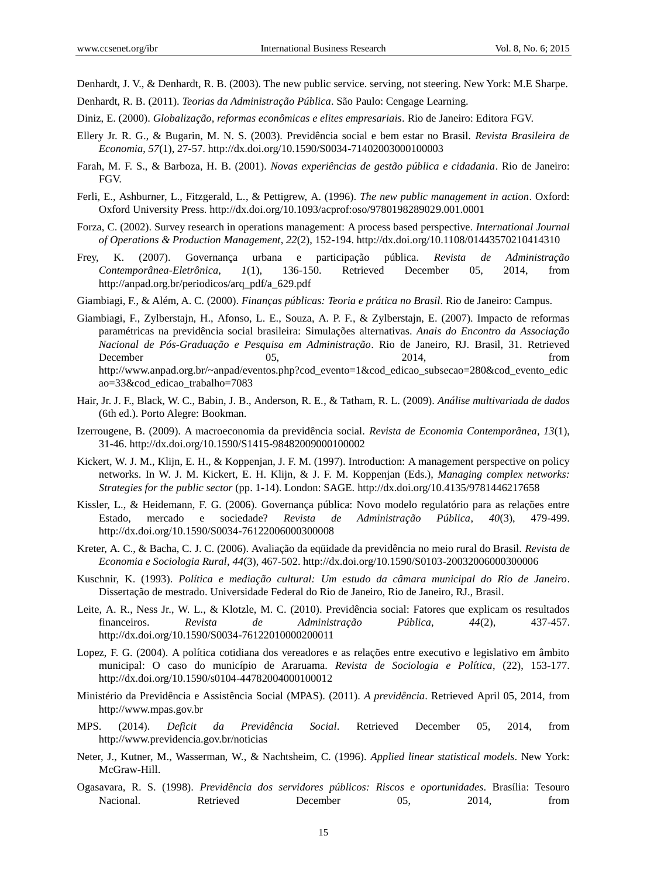Denhardt, J. V., & Denhardt, R. B. (2003). The new public service. serving, not steering. New York: M.E Sharpe.

Denhardt, R. B. (2011). *Teorias da Administração Pública*. São Paulo: Cengage Learning.

Diniz, E. (2000). *Globalização, reformas econômicas e elites empresariais*. Rio de Janeiro: Editora FGV.

Ellery Jr. R. G., & Bugarin, M. N. S. (2003). Previdência social e bem estar no Brasil. *Revista Brasileira de Economia*, *57*(1), 27-57. http://dx.doi.org/10.1590/S0034-71402003000100003

Farah, M. F. S., & Barboza, H. B. (2001). *Novas experiências de gestão pública e cidadania*. Rio de Janeiro: FGV.

Ferli, E., Ashburner, L., Fitzgerald, L., & Pettigrew, A. (1996). *The new public management in action*. Oxford: Oxford University Press. http://dx.doi.org/10.1093/acprof:oso/9780198289029.001.0001

Forza, C. (2002). Survey research in operations management: A process based perspective. *International Journal of Operations & Production Management*, *22*(2), 152-194. http://dx.doi.org/10.1108/01443570210414310

Frey, K. (2007). Governança urbana e participação pública. *Revista de Administração Contemporânea-Eletrônica*, *1*(1), 136-150. Retrieved December 05, 2014, from http://anpad.org.br/periodicos/arq_pdf/a_629.pdf

Giambiagi, F., & Além, A. C. (2000). *Finanças públicas: Teoria e prática no Brasil*. Rio de Janeiro: Campus.

Giambiagi, F., Zylberstajn, H., Afonso, L. E., Souza, A. P. F., & Zylberstajn, E. (2007). Impacto de reformas paramétricas na previdência social brasileira: Simulações alternativas. *Anais do Encontro da Associação Nacional de Pós-Graduação e Pesquisa em Administração*. Rio de Janeiro, RJ. Brasil, 31. Retrieved December 05, 2014, from http://www.anpad.org.br/~anpad/eventos.php?cod_evento=1&cod_edicao_subsecao=280&cod_evento_edicao=33&cod_edicao_trabalho=7083

Hair, Jr. J. F., Black, W. C., Babin, J. B., Anderson, R. E., & Tatham, R. L. (2009). *Análise multivariada de dados* (6th ed.). Porto Alegre: Bookman.

Izerrougene, B. (2009). A macroeconomia da previdência social. *Revista de Economia Contemporânea*, *13*(1), 31-46. http://dx.doi.org/10.1590/S1415-98482009000100002

Kickert, W. J. M., Klijn, E. H., & Koppenjan, J. F. M. (1997). Introduction: A management perspective on policy networks. In W. J. M. Kickert, E. H. Klijn, & J. F. M. Koppenjan (Eds.), *Managing complex networks: Strategies for the public sector* (pp. 1-14). London: SAGE. http://dx.doi.org/10.4135/9781446217658

Kissler, L., & Heidemann, F. G. (2006). Governança pública: Novo modelo regulatório para as relações entre Estado, mercado e sociedade? *Revista de Administração Pública*, *40*(3), 479-499. http://dx.doi.org/10.1590/S0034-76122006000300008

Kreter, A. C., & Bacha, C. J. C. (2006). Avaliação da eqüidade da previdência no meio rural do Brasil. *Revista de Economia e Sociologia Rural*, *44*(3), 467-502. http://dx.doi.org/10.1590/S0103-20032006000300006

Kuschnir, K. (1993). *Política e mediação cultural: Um estudo da câmara municipal do Rio de Janeiro*. Dissertação de mestrado. Universidade Federal do Rio de Janeiro, Rio de Janeiro, RJ., Brasil.

Leite, A. R., Ness Jr., W. L., & Klotzle, M. C. (2010). Previdência social: Fatores que explicam os resultados financeiros. *Revista de Administração Pública*, *44*(2), 437-457. http://dx.doi.org/10.1590/S0034-76122010000200011

Lopez, F. G. (2004). A política cotidiana dos vereadores e as relações entre executivo e legislativo em âmbito municipal: O caso do município de Araruama. *Revista de Sociologia e Política*, (22), 153-177. http://dx.doi.org/10.1590/s0104-44782004000100012

Ministério da Previdência e Assistência Social (MPAS). (2011). *A previdência*. Retrieved April 05, 2014, from http://www.mpas.gov.br

MPS. (2014). *Deficit da Previdência Social*. Retrieved December 05, 2014, from http://www.previdencia.gov.br/noticias

Neter, J., Kutner, M., Wasserman, W., & Nachtsheim, C. (1996). *Applied linear statistical models*. New York: McGraw-Hill.

Ogasavara, R. S. (1998). *Previdência dos servidores públicos: Riscos e oportunidades*. Brasília: Tesouro Nacional. Retrieved December 05, 2014, from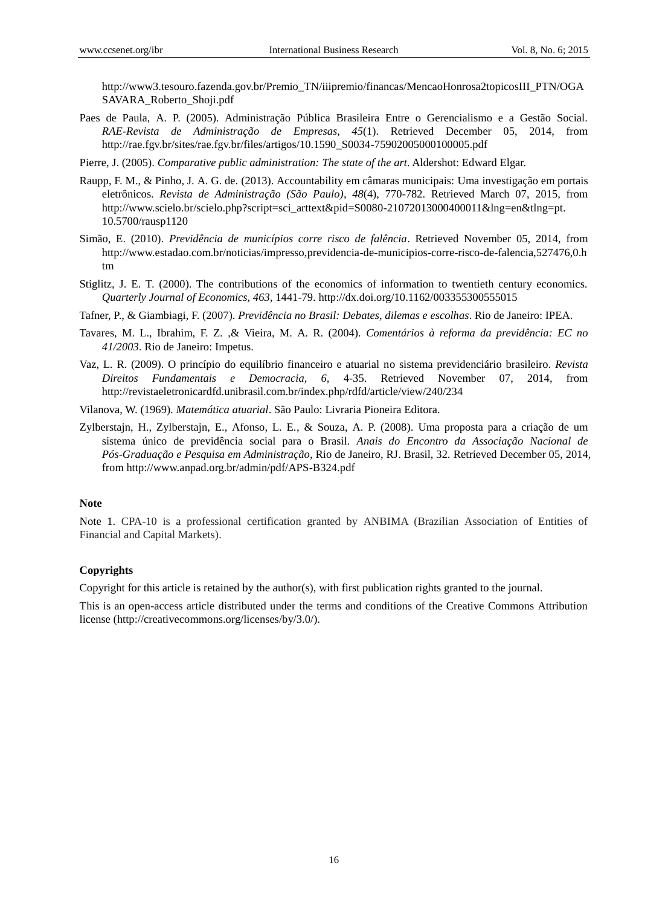http://www3.tesouro.fazenda.gov.br/Premio_TN/iiipremio/financas/MencaoHonrosa2topicosIII_PTN/OGASAVARA_Roberto_Shoji.pdf

Paes de Paula, A. P. (2005). Administração Pública Brasileira Entre o Gerencialismo e a Gestão Social. *RAE-Revista de Administração de Empresas, 45*(1). Retrieved December 05, 2014, from http://rae.fgv.br/sites/rae.fgv.br/files/artigos/10.1590_S0034-75902005000100005.pdf

Pierre, J. (2005). *Comparative public administration: The state of the art*. Aldershot: Edward Elgar.

Raupp, F. M., & Pinho, J. A. G. de. (2013). Accountability em câmaras municipais: Uma investigação em portais eletrônicos. *Revista de Administração (São Paulo), 48*(4), 770-782. Retrieved March 07, 2015, from http://www.scielo.br/scielo.php?script=sci_arttext&pid=S0080-21072013000400011&lng=en&tlng=pt. 10.5700/rausp1120

Simão, E. (2010). *Previdência de municípios corre risco de falência*. Retrieved November 05, 2014, from http://www.estadao.com.br/noticias/impresso,previdencia-de-municipios-corre-risco-de-falencia,527476,0.htm

Stiglitz, J. E. T. (2000). The contributions of the economics of information to twentieth century economics. *Quarterly Journal of Economics, 463*, 1441-79. http://dx.doi.org/10.1162/003355300555015

Tafner, P., & Giambiagi, F. (2007). *Previdência no Brasil: Debates, dilemas e escolhas*. Rio de Janeiro: IPEA.

Tavares, M. L., Ibrahim, F. Z. ,& Vieira, M. A. R. (2004). *Comentários à reforma da previdência: EC no 41/2003*. Rio de Janeiro: Impetus.

Vaz, L. R. (2009). O princípio do equilíbrio financeiro e atuarial no sistema previdenciário brasileiro. *Revista Direitos Fundamentais e Democracia, 6*, 4-35. Retrieved November 07, 2014, from http://revistaeletronicardfd.unibrasil.com.br/index.php/rdfd/article/view/240/234

Vilanova, W. (1969). *Matemática atuarial*. São Paulo: Livraria Pioneira Editora.

Zylberstajn, H., Zylberstajn, E., Afonso, L. E., & Souza, A. P. (2008). Uma proposta para a criação de um sistema único de previdência social para o Brasil. *Anais do Encontro da Associação Nacional de Pós-Graduação e Pesquisa em Administração*, Rio de Janeiro, RJ. Brasil, 32. Retrieved December 05, 2014, from http://www.anpad.org.br/admin/pdf/APS-B324.pdf

## Note

Note 1. CPA-10 is a professional certification granted by ANBIMA (Brazilian Association of Entities of Financial and Capital Markets).

## Copyrights

Copyright for this article is retained by the author(s), with first publication rights granted to the journal.

This is an open-access article distributed under the terms and conditions of the Creative Commons Attribution license (http://creativecommons.org/licenses/by/3.0/).